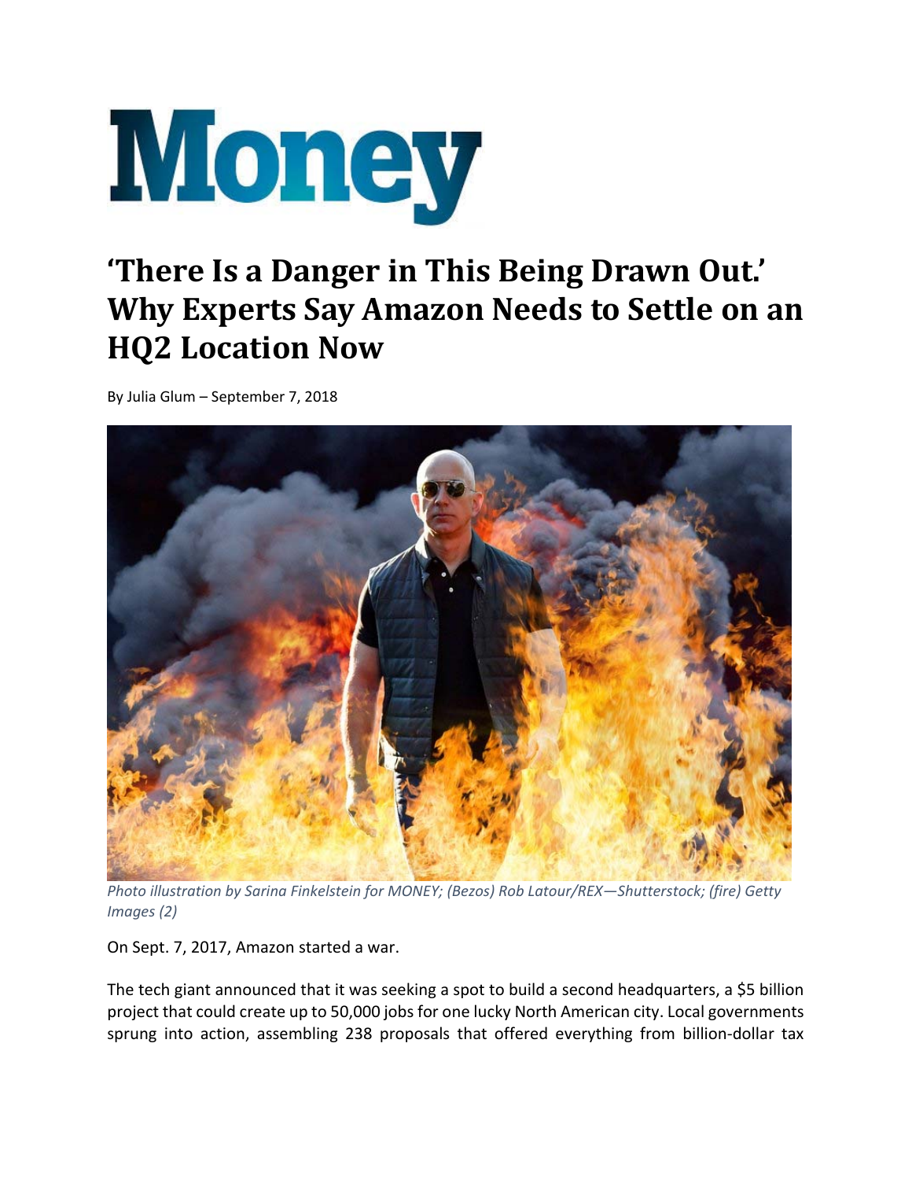# Money

## 'There Is a Danger in This Being Drawn Out.' Why Experts Say Amazon Needs to Settle on an HQ2 Location Now

By Julia Glum – September 7, 2018

*Photo illustration by Sarina Finkelstein for MONEY; (Bezos) Rob Latour/REX—Shutterstock; (fire) Getty Images (2)*

On Sept. 7, 2017, Amazon started a war.

The tech giant announced that it was seeking a spot to build a second headquarters, a $5 billion project that could create up to 50,000 jobs for one lucky North American city. Local governments sprung into action, assembling 238 proposals that offered everything from billion-dollar tax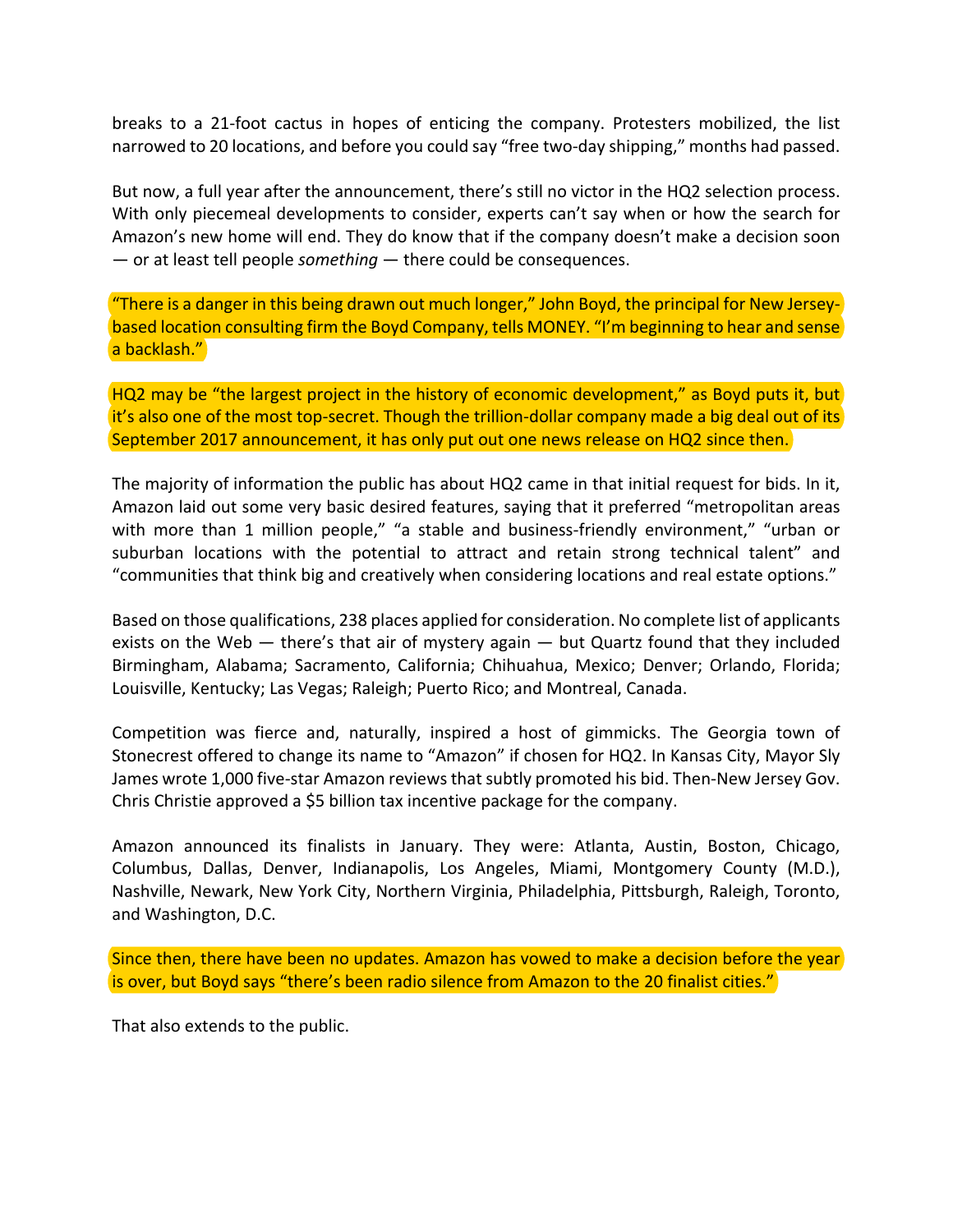breaks to a 21-foot cactus in hopes of enticing the company. Protesters mobilized, the list narrowed to 20 locations, and before you could say "free two-day shipping," months had passed.

But now, a full year after the announcement, there's still no victor in the HQ2 selection process. With only piecemeal developments to consider, experts can't say when or how the search for Amazon's new home will end. They do know that if the company doesn't make a decision soon — or at least tell people *something* — there could be consequences.

"There is a danger in this being drawn out much longer," John Boyd, the principal for New Jersey-based location consulting firm the Boyd Company, tells MONEY. "I'm beginning to hear and sense a backlash."

HQ2 may be "the largest project in the history of economic development," as Boyd puts it, but it's also one of the most top-secret. Though the trillion-dollar company made a big deal out of its September 2017 announcement, it has only put out one news release on HQ2 since then.

The majority of information the public has about HQ2 came in that initial request for bids. In it, Amazon laid out some very basic desired features, saying that it preferred "metropolitan areas with more than 1 million people," "a stable and business-friendly environment," "urban or suburban locations with the potential to attract and retain strong technical talent" and "communities that think big and creatively when considering locations and real estate options."

Based on those qualifications, 238 places applied for consideration. No complete list of applicants exists on the Web — there's that air of mystery again — but Quartz found that they included Birmingham, Alabama; Sacramento, California; Chihuahua, Mexico; Denver; Orlando, Florida; Louisville, Kentucky; Las Vegas; Raleigh; Puerto Rico; and Montreal, Canada.

Competition was fierce and, naturally, inspired a host of gimmicks. The Georgia town of Stonecrest offered to change its name to "Amazon" if chosen for HQ2. In Kansas City, Mayor Sly James wrote 1,000 five-star Amazon reviews that subtly promoted his bid. Then-New Jersey Gov. Chris Christie approved a $5 billion tax incentive package for the company.

Amazon announced its finalists in January. They were: Atlanta, Austin, Boston, Chicago, Columbus, Dallas, Denver, Indianapolis, Los Angeles, Miami, Montgomery County (M.D.), Nashville, Newark, New York City, Northern Virginia, Philadelphia, Pittsburgh, Raleigh, Toronto, and Washington, D.C.

Since then, there have been no updates. Amazon has vowed to make a decision before the year is over, but Boyd says "there's been radio silence from Amazon to the 20 finalist cities."

That also extends to the public.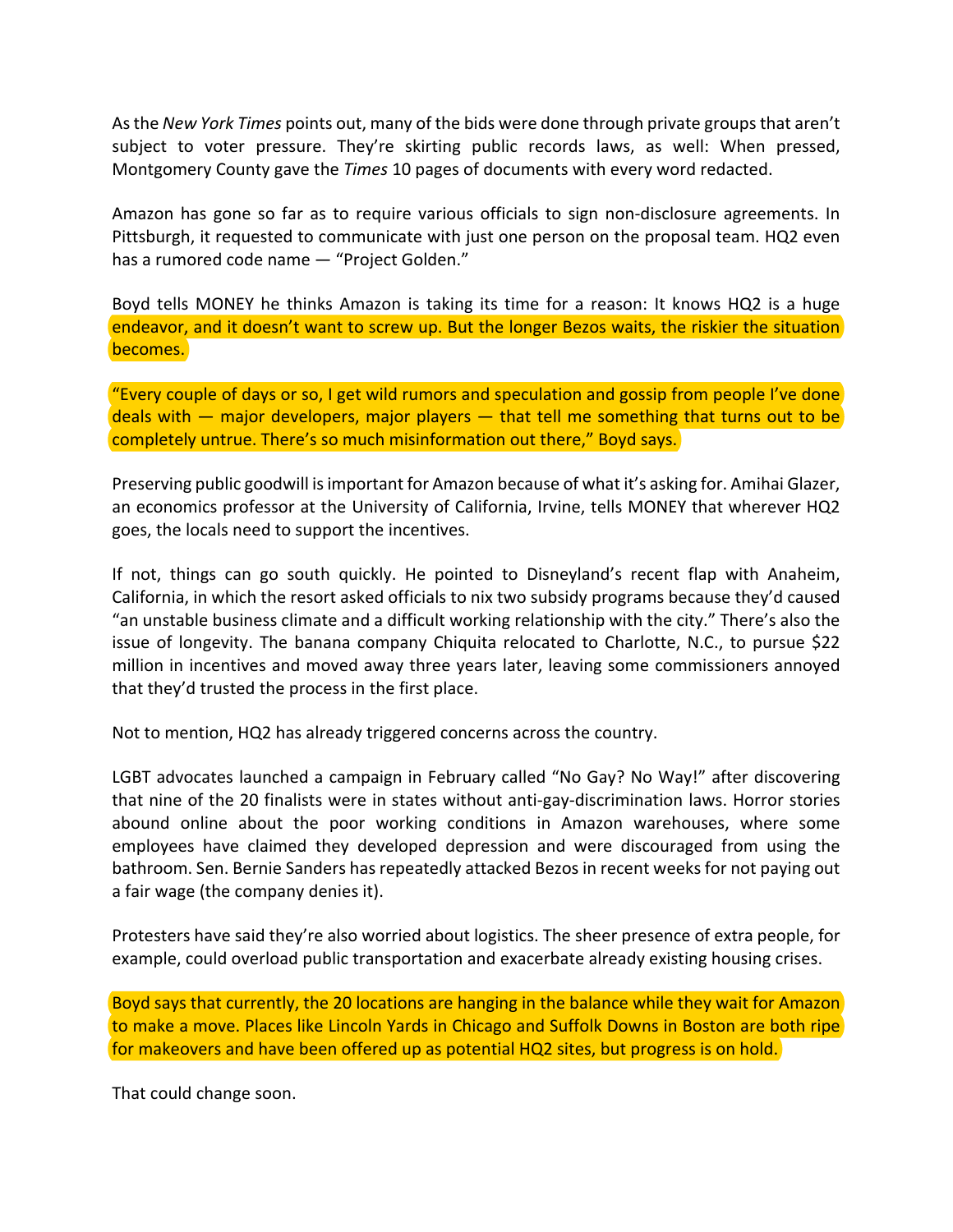As the *New York Times* points out, many of the bids were done through private groups that aren't subject to voter pressure. They're skirting public records laws, as well: When pressed, Montgomery County gave the *Times* 10 pages of documents with every word redacted.

Amazon has gone so far as to require various officials to sign non-disclosure agreements. In Pittsburgh, it requested to communicate with just one person on the proposal team. HQ2 even has a rumored code name — "Project Golden."

Boyd tells MONEY he thinks Amazon is taking its time for a reason: It knows HQ2 is a huge endeavor, and it doesn't want to screw up. But the longer Bezos waits, the riskier the situation becomes.

"Every couple of days or so, I get wild rumors and speculation and gossip from people I've done deals with — major developers, major players — that tell me something that turns out to be completely untrue. There's so much misinformation out there," Boyd says.

Preserving public goodwill is important for Amazon because of what it's asking for. Amihai Glazer, an economics professor at the University of California, Irvine, tells MONEY that wherever HQ2 goes, the locals need to support the incentives.

If not, things can go south quickly. He pointed to Disneyland's recent flap with Anaheim, California, in which the resort asked officials to nix two subsidy programs because they'd caused "an unstable business climate and a difficult working relationship with the city." There's also the issue of longevity. The banana company Chiquita relocated to Charlotte, N.C., to pursue $22 million in incentives and moved away three years later, leaving some commissioners annoyed that they'd trusted the process in the first place.

Not to mention, HQ2 has already triggered concerns across the country.

LGBT advocates launched a campaign in February called "No Gay? No Way!" after discovering that nine of the 20 finalists were in states without anti-gay-discrimination laws. Horror stories abound online about the poor working conditions in Amazon warehouses, where some employees have claimed they developed depression and were discouraged from using the bathroom. Sen. Bernie Sanders has repeatedly attacked Bezos in recent weeks for not paying out a fair wage (the company denies it).

Protesters have said they're also worried about logistics. The sheer presence of extra people, for example, could overload public transportation and exacerbate already existing housing crises.

Boyd says that currently, the 20 locations are hanging in the balance while they wait for Amazon to make a move. Places like Lincoln Yards in Chicago and Suffolk Downs in Boston are both ripe for makeovers and have been offered up as potential HQ2 sites, but progress is on hold.

That could change soon.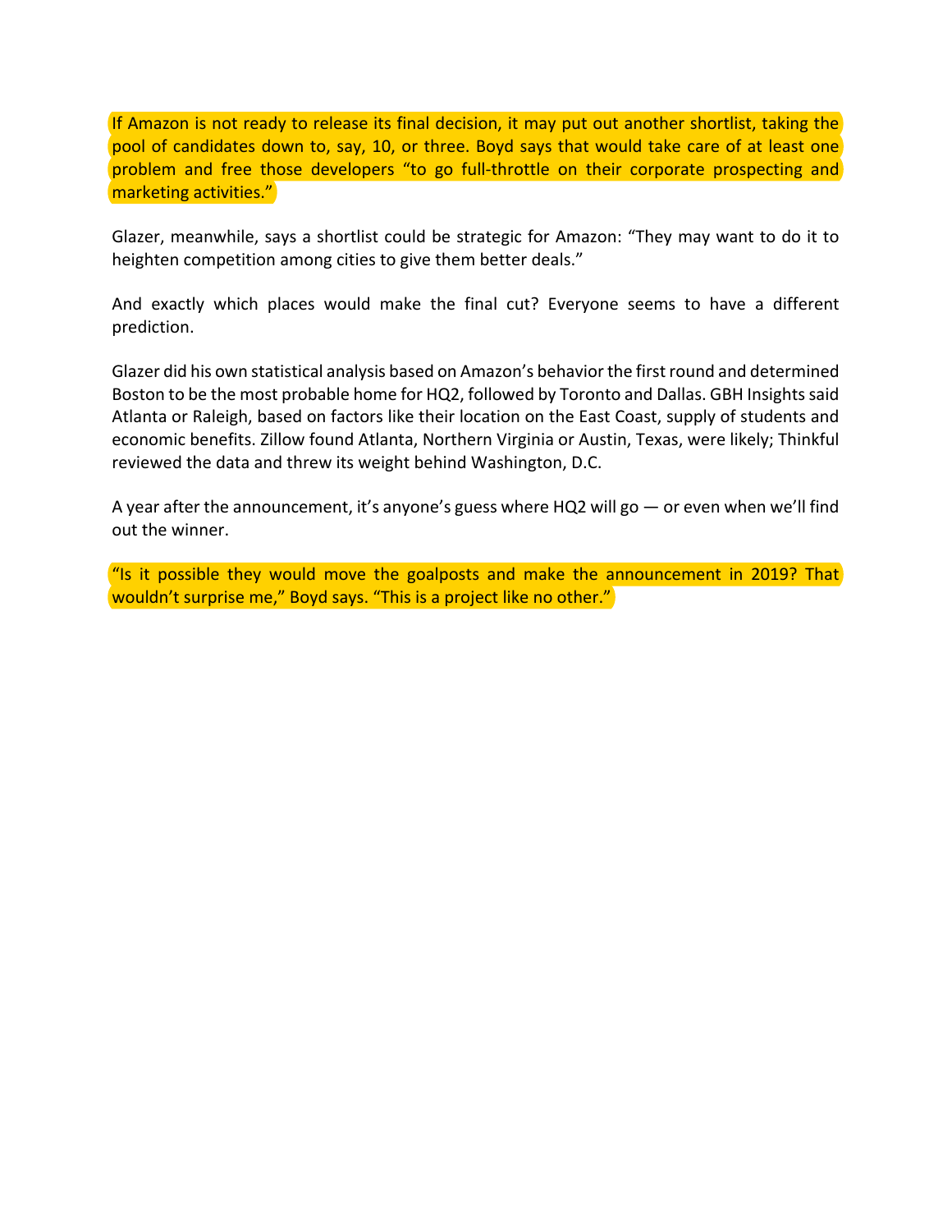If Amazon is not ready to release its final decision, it may put out another shortlist, taking the pool of candidates down to, say, 10, or three. Boyd says that would take care of at least one problem and free those developers "to go full-throttle on their corporate prospecting and marketing activities."

Glazer, meanwhile, says a shortlist could be strategic for Amazon: "They may want to do it to heighten competition among cities to give them better deals."

And exactly which places would make the final cut? Everyone seems to have a different prediction.

Glazer did his own statistical analysis based on Amazon's behavior the first round and determined Boston to be the most probable home for HQ2, followed by Toronto and Dallas. GBH Insights said Atlanta or Raleigh, based on factors like their location on the East Coast, supply of students and economic benefits. Zillow found Atlanta, Northern Virginia or Austin, Texas, were likely; Thinkful reviewed the data and threw its weight behind Washington, D.C.

A year after the announcement, it's anyone's guess where HQ2 will go — or even when we'll find out the winner.

"Is it possible they would move the goalposts and make the announcement in 2019? That wouldn't surprise me," Boyd says. "This is a project like no other."